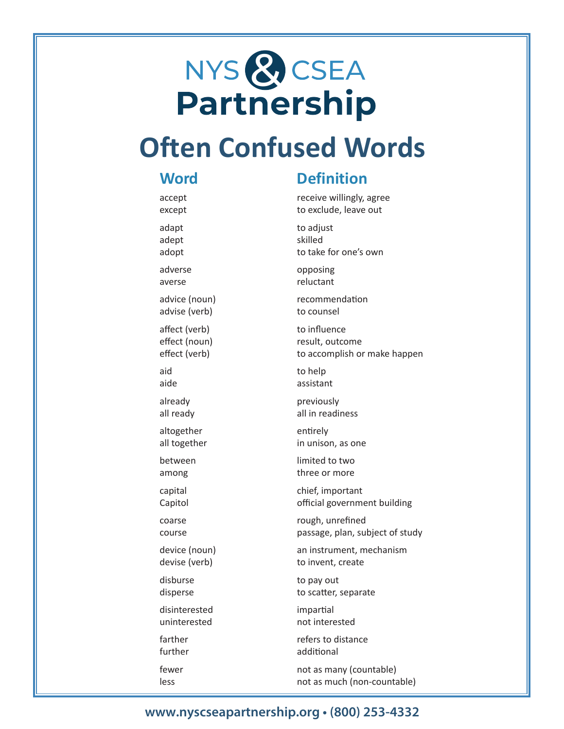# NYS & CSEA Partnership

## Often Confused Words

| Word | Definition |
| --- | --- |
| accept | receive willingly, agree |
| except | to exclude, leave out |
| adapt | to adjust |
| adept | skilled |
| adopt | to take for one's own |
| adverse | opposing |
| averse | reluctant |
| advice (noun) | recommendation |
| advise (verb) | to counsel |
| affect (verb) | to influence |
| effect (noun) | result, outcome |
| effect (verb) | to accomplish or make happen |
| aid | to help |
| aide | assistant |
| already | previously |
| all ready | all in readiness |
| altogether | entirely |
| all together | in unison, as one |
| between | limited to two |
| among | three or more |
| capital | chief, important |
| Capitol | official government building |
| coarse | rough, unrefined |
| course | passage, plan, subject of study |
| device (noun) | an instrument, mechanism |
| devise (verb) | to invent, create |
| disburse | to pay out |
| disperse | to scatter, separate |
| disinterested | impartial |
| uninterested | not interested |
| farther | refers to distance |
| further | additional |
| fewer | not as many (countable) |
| less | not as much (non-countable) |

www.nyscseapartnership.org • (800) 253-4332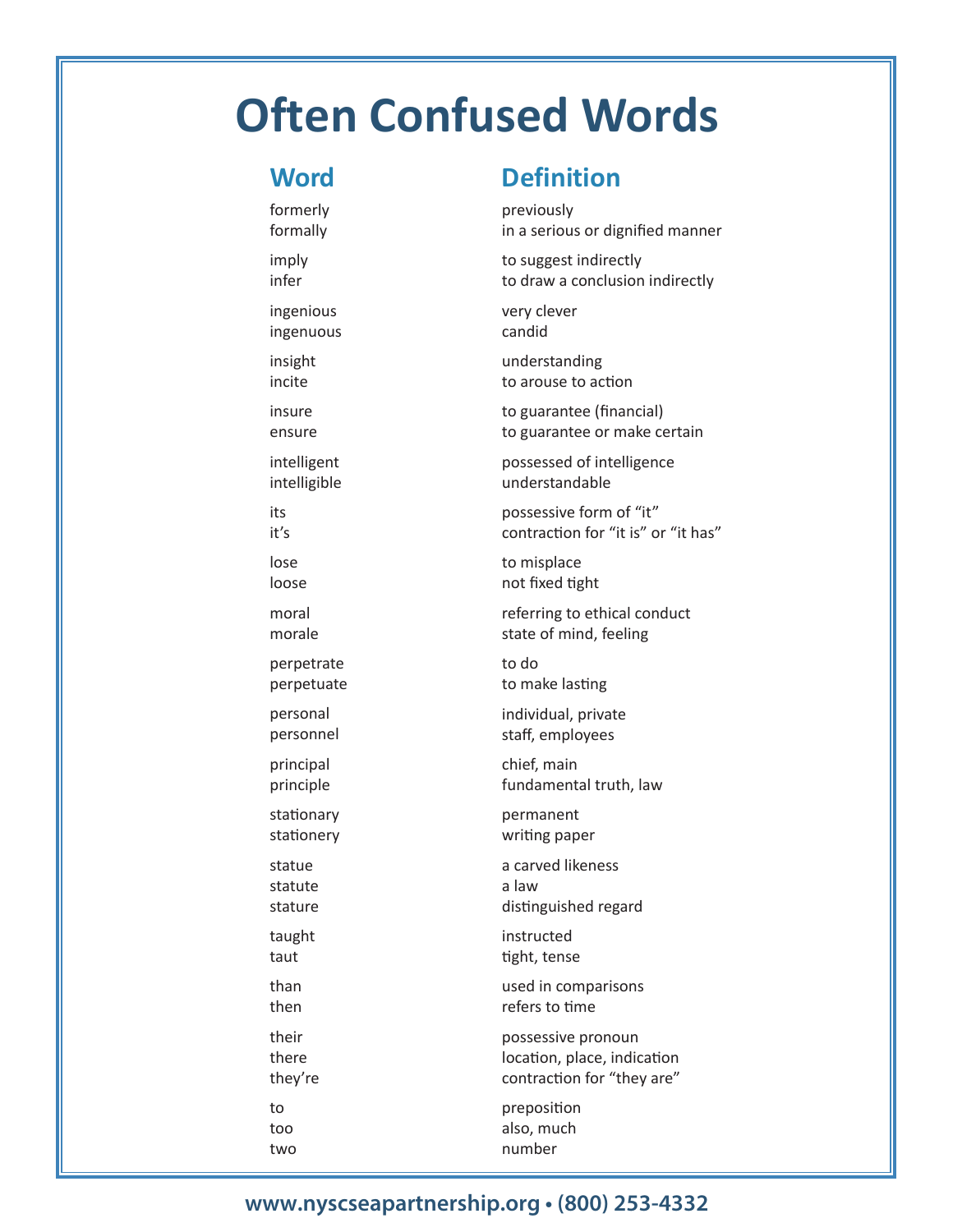# Often Confused Words

| Word | Definition |
|---|---|
| formerly | previously |
| formally | in a serious or dignified manner |
| imply | to suggest indirectly |
| infer | to draw a conclusion indirectly |
| ingenious | very clever |
| ingenuous | candid |
| insight | understanding |
| incite | to arouse to action |
| insure | to guarantee (financial) |
| ensure | to guarantee or make certain |
| intelligent | possessed of intelligence |
| intelligible | understandable |
| its | possessive form of "it" |
| it's | contraction for "it is" or "it has" |
| lose | to misplace |
| loose | not fixed tight |
| moral | referring to ethical conduct |
| morale | state of mind, feeling |
| perpetrate | to do |
| perpetuate | to make lasting |
| personal | individual, private |
| personnel | staff, employees |
| principal | chief, main |
| principle | fundamental truth, law |
| stationary | permanent |
| stationery | writing paper |
| statue | a carved likeness |
| statute | a law |
| stature | distinguished regard |
| taught | instructed |
| taut | tight, tense |
| than | used in comparisons |
| then | refers to time |
| their | possessive pronoun |
| there | location, place, indication |
| they're | contraction for "they are" |
| to | preposition |
| too | also, much |
| two | number |

**www.nyscseapartnership.org • (800) 253-4332**